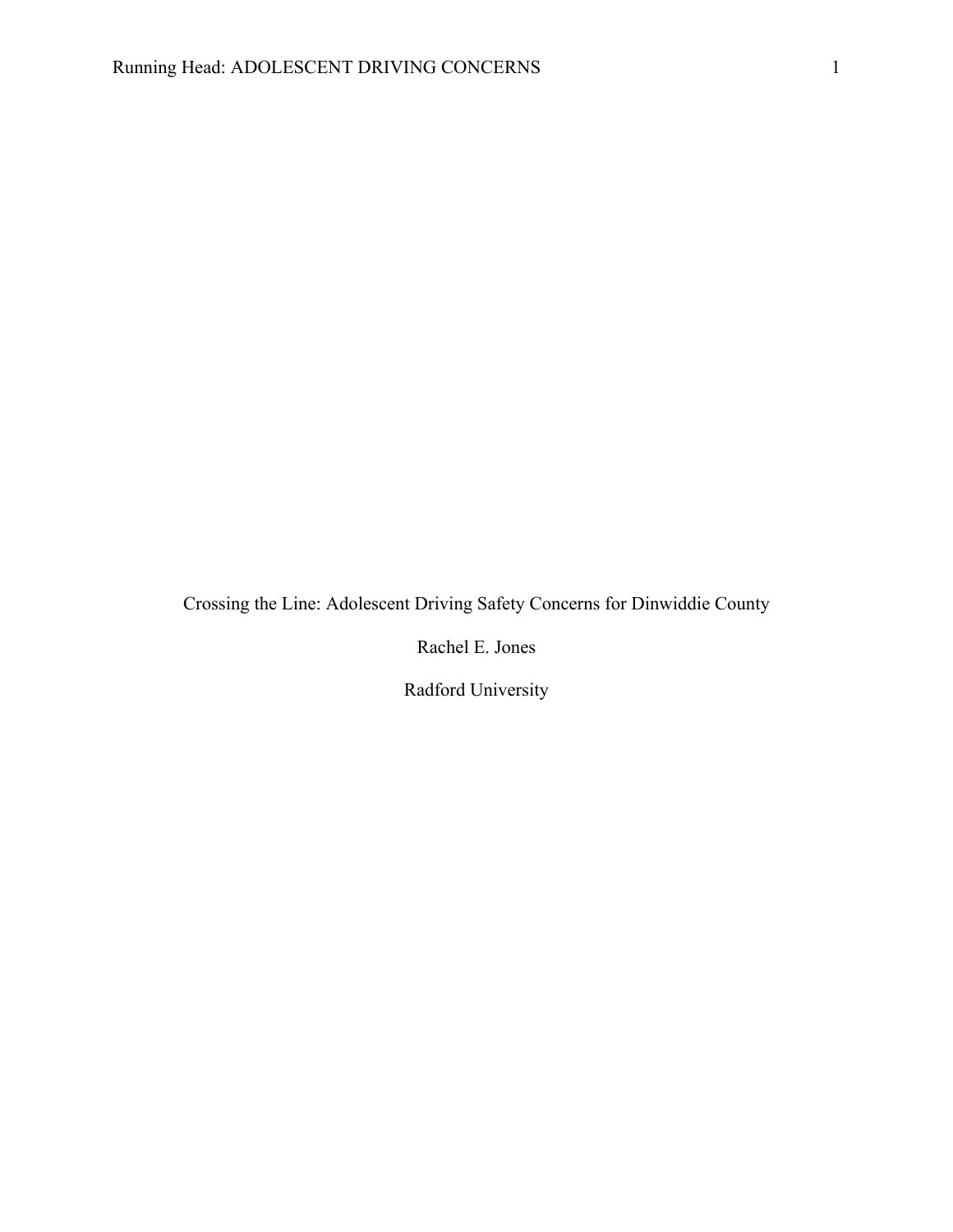# Crossing the Line: Adolescent Driving Safety Concerns for Dinwiddie County

Rachel E. Jones

Radford University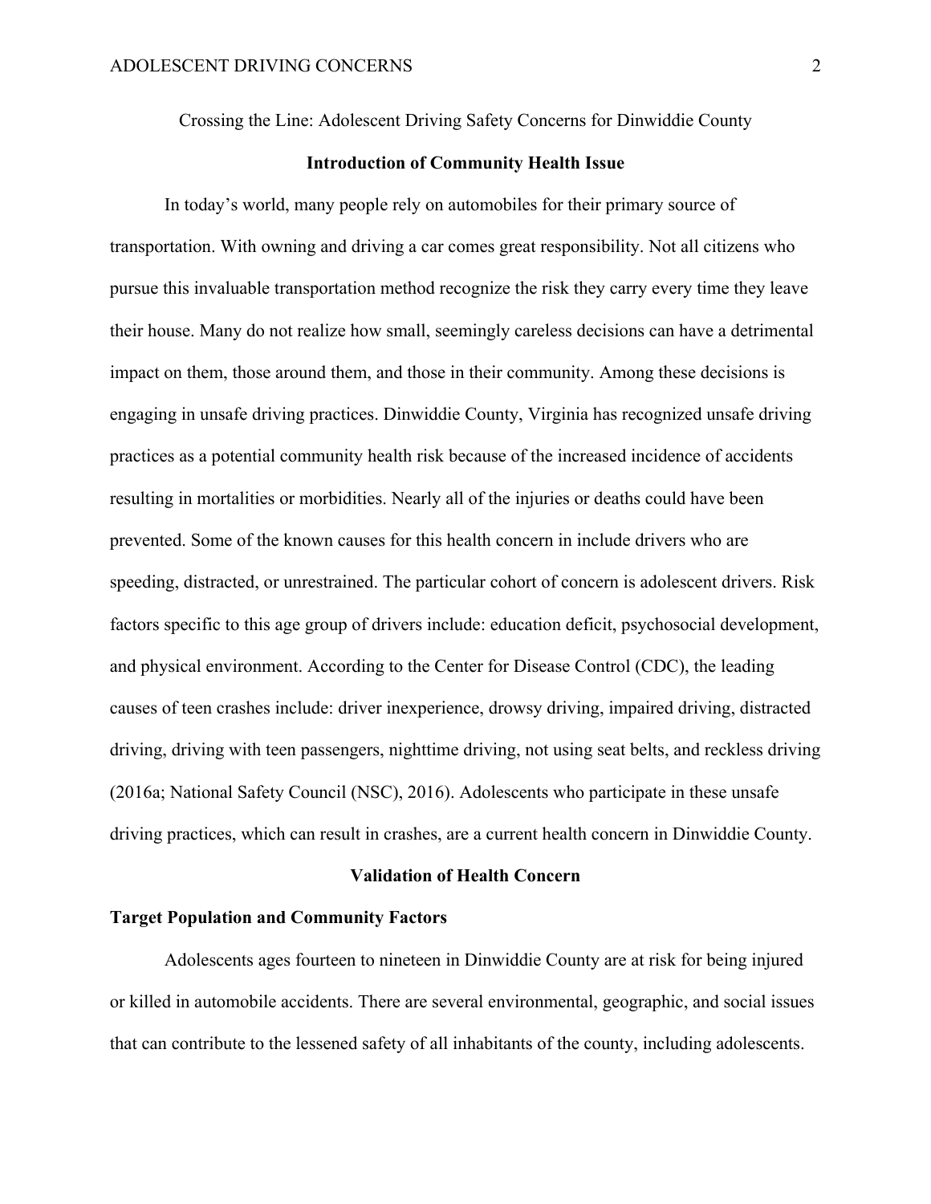Crossing the Line: Adolescent Driving Safety Concerns for Dinwiddie County

## Introduction of Community Health Issue

In today's world, many people rely on automobiles for their primary source of transportation. With owning and driving a car comes great responsibility. Not all citizens who pursue this invaluable transportation method recognize the risk they carry every time they leave their house. Many do not realize how small, seemingly careless decisions can have a detrimental impact on them, those around them, and those in their community. Among these decisions is engaging in unsafe driving practices. Dinwiddie County, Virginia has recognized unsafe driving practices as a potential community health risk because of the increased incidence of accidents resulting in mortalities or morbidities. Nearly all of the injuries or deaths could have been prevented. Some of the known causes for this health concern in include drivers who are speeding, distracted, or unrestrained. The particular cohort of concern is adolescent drivers. Risk factors specific to this age group of drivers include: education deficit, psychosocial development, and physical environment. According to the Center for Disease Control (CDC), the leading causes of teen crashes include: driver inexperience, drowsy driving, impaired driving, distracted driving, driving with teen passengers, nighttime driving, not using seat belts, and reckless driving (2016a; National Safety Council (NSC), 2016). Adolescents who participate in these unsafe driving practices, which can result in crashes, are a current health concern in Dinwiddie County.

## Validation of Health Concern

### Target Population and Community Factors

Adolescents ages fourteen to nineteen in Dinwiddie County are at risk for being injured or killed in automobile accidents. There are several environmental, geographic, and social issues that can contribute to the lessened safety of all inhabitants of the county, including adolescents.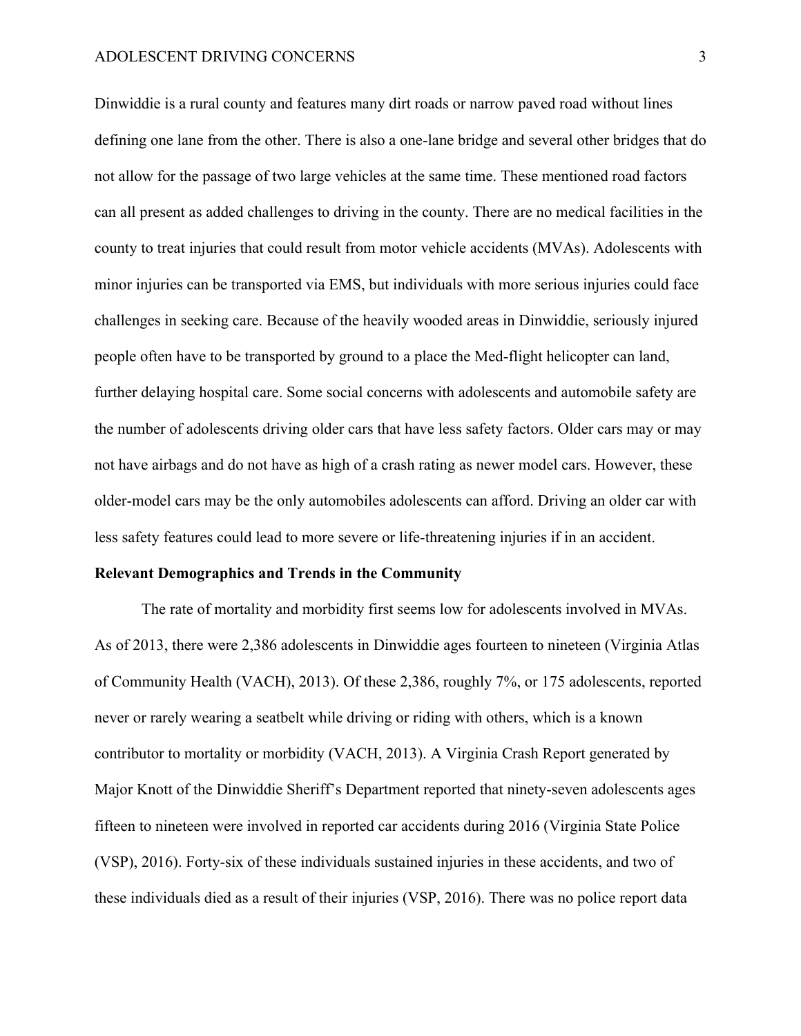Dinwiddie is a rural county and features many dirt roads or narrow paved road without lines defining one lane from the other. There is also a one-lane bridge and several other bridges that do not allow for the passage of two large vehicles at the same time. These mentioned road factors can all present as added challenges to driving in the county. There are no medical facilities in the county to treat injuries that could result from motor vehicle accidents (MVAs). Adolescents with minor injuries can be transported via EMS, but individuals with more serious injuries could face challenges in seeking care. Because of the heavily wooded areas in Dinwiddie, seriously injured people often have to be transported by ground to a place the Med-flight helicopter can land, further delaying hospital care. Some social concerns with adolescents and automobile safety are the number of adolescents driving older cars that have less safety factors. Older cars may or may not have airbags and do not have as high of a crash rating as newer model cars. However, these older-model cars may be the only automobiles adolescents can afford. Driving an older car with less safety features could lead to more severe or life-threatening injuries if in an accident.

**Relevant Demographics and Trends in the Community**

The rate of mortality and morbidity first seems low for adolescents involved in MVAs. As of 2013, there were 2,386 adolescents in Dinwiddie ages fourteen to nineteen (Virginia Atlas of Community Health (VACH), 2013). Of these 2,386, roughly 7%, or 175 adolescents, reported never or rarely wearing a seatbelt while driving or riding with others, which is a known contributor to mortality or morbidity (VACH, 2013). A Virginia Crash Report generated by Major Knott of the Dinwiddie Sheriff's Department reported that ninety-seven adolescents ages fifteen to nineteen were involved in reported car accidents during 2016 (Virginia State Police (VSP), 2016). Forty-six of these individuals sustained injuries in these accidents, and two of these individuals died as a result of their injuries (VSP, 2016). There was no police report data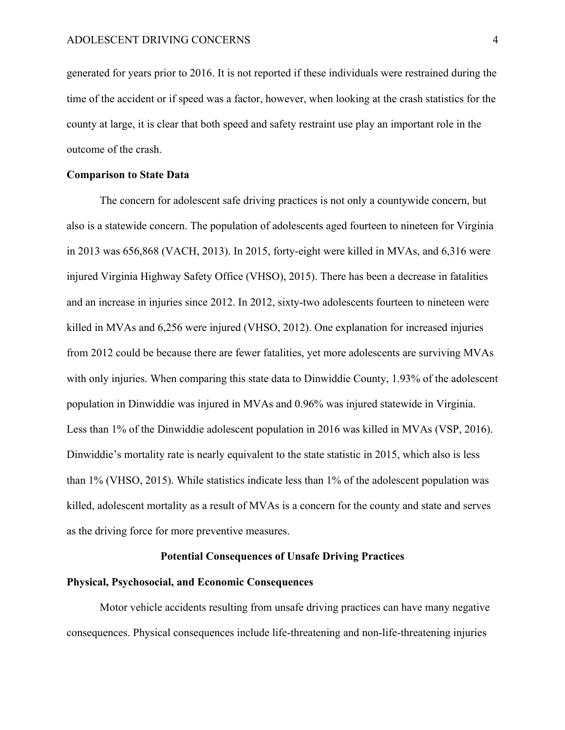generated for years prior to 2016. It is not reported if these individuals were restrained during the time of the accident or if speed was a factor, however, when looking at the crash statistics for the county at large, it is clear that both speed and safety restraint use play an important role in the outcome of the crash.

**Comparison to State Data**

The concern for adolescent safe driving practices is not only a countywide concern, but also is a statewide concern. The population of adolescents aged fourteen to nineteen for Virginia in 2013 was 656,868 (VACH, 2013). In 2015, forty-eight were killed in MVAs, and 6,316 were injured Virginia Highway Safety Office (VHSO), 2015). There has been a decrease in fatalities and an increase in injuries since 2012. In 2012, sixty-two adolescents fourteen to nineteen were killed in MVAs and 6,256 were injured (VHSO, 2012). One explanation for increased injuries from 2012 could be because there are fewer fatalities, yet more adolescents are surviving MVAs with only injuries. When comparing this state data to Dinwiddie County, 1.93% of the adolescent population in Dinwiddie was injured in MVAs and 0.96% was injured statewide in Virginia. Less than 1% of the Dinwiddie adolescent population in 2016 was killed in MVAs (VSP, 2016). Dinwiddie's mortality rate is nearly equivalent to the state statistic in 2015, which also is less than 1% (VHSO, 2015). While statistics indicate less than 1% of the adolescent population was killed, adolescent mortality as a result of MVAs is a concern for the county and state and serves as the driving force for more preventive measures.

## Potential Consequences of Unsafe Driving Practices

**Physical, Psychosocial, and Economic Consequences**

Motor vehicle accidents resulting from unsafe driving practices can have many negative consequences. Physical consequences include life-threatening and non-life-threatening injuries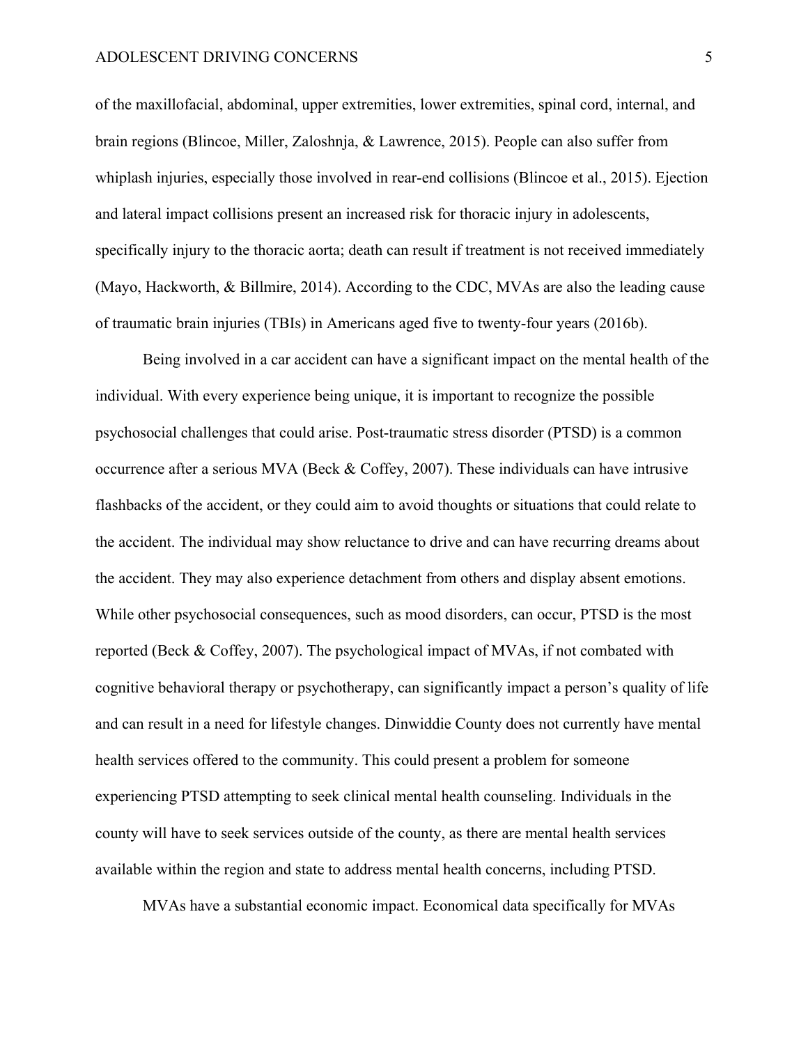of the maxillofacial, abdominal, upper extremities, lower extremities, spinal cord, internal, and brain regions (Blincoe, Miller, Zaloshnja, & Lawrence, 2015). People can also suffer from whiplash injuries, especially those involved in rear-end collisions (Blincoe et al., 2015). Ejection and lateral impact collisions present an increased risk for thoracic injury in adolescents, specifically injury to the thoracic aorta; death can result if treatment is not received immediately (Mayo, Hackworth, & Billmire, 2014). According to the CDC, MVAs are also the leading cause of traumatic brain injuries (TBIs) in Americans aged five to twenty-four years (2016b).

Being involved in a car accident can have a significant impact on the mental health of the individual. With every experience being unique, it is important to recognize the possible psychosocial challenges that could arise. Post-traumatic stress disorder (PTSD) is a common occurrence after a serious MVA (Beck & Coffey, 2007). These individuals can have intrusive flashbacks of the accident, or they could aim to avoid thoughts or situations that could relate to the accident. The individual may show reluctance to drive and can have recurring dreams about the accident. They may also experience detachment from others and display absent emotions. While other psychosocial consequences, such as mood disorders, can occur, PTSD is the most reported (Beck & Coffey, 2007). The psychological impact of MVAs, if not combated with cognitive behavioral therapy or psychotherapy, can significantly impact a person's quality of life and can result in a need for lifestyle changes. Dinwiddie County does not currently have mental health services offered to the community. This could present a problem for someone experiencing PTSD attempting to seek clinical mental health counseling. Individuals in the county will have to seek services outside of the county, as there are mental health services available within the region and state to address mental health concerns, including PTSD.

MVAs have a substantial economic impact. Economical data specifically for MVAs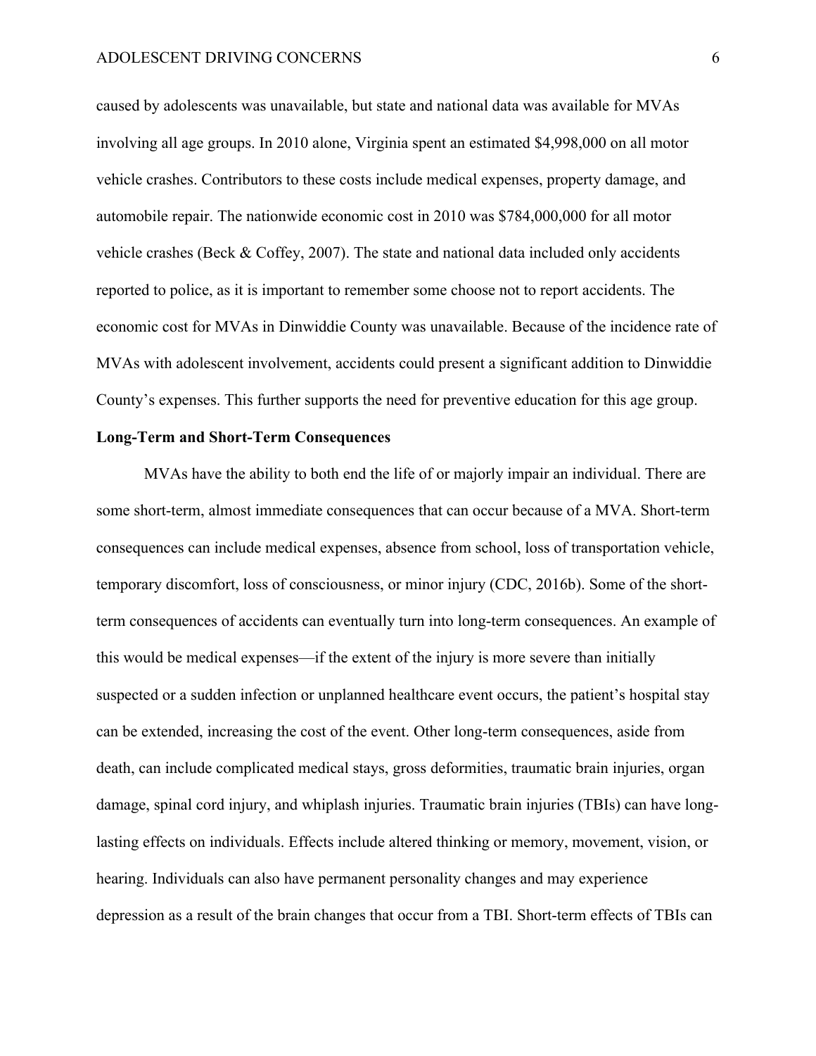caused by adolescents was unavailable, but state and national data was available for MVAs involving all age groups. In 2010 alone, Virginia spent an estimated $4,998,000 on all motor vehicle crashes. Contributors to these costs include medical expenses, property damage, and automobile repair. The nationwide economic cost in 2010 was $784,000,000 for all motor vehicle crashes (Beck & Coffey, 2007). The state and national data included only accidents reported to police, as it is important to remember some choose not to report accidents. The economic cost for MVAs in Dinwiddie County was unavailable. Because of the incidence rate of MVAs with adolescent involvement, accidents could present a significant addition to Dinwiddie County's expenses. This further supports the need for preventive education for this age group.

**Long-Term and Short-Term Consequences**

MVAs have the ability to both end the life of or majorly impair an individual. There are some short-term, almost immediate consequences that can occur because of a MVA. Short-term consequences can include medical expenses, absence from school, loss of transportation vehicle, temporary discomfort, loss of consciousness, or minor injury (CDC, 2016b). Some of the short-term consequences of accidents can eventually turn into long-term consequences. An example of this would be medical expenses—if the extent of the injury is more severe than initially suspected or a sudden infection or unplanned healthcare event occurs, the patient's hospital stay can be extended, increasing the cost of the event. Other long-term consequences, aside from death, can include complicated medical stays, gross deformities, traumatic brain injuries, organ damage, spinal cord injury, and whiplash injuries. Traumatic brain injuries (TBIs) can have long-lasting effects on individuals. Effects include altered thinking or memory, movement, vision, or hearing. Individuals can also have permanent personality changes and may experience depression as a result of the brain changes that occur from a TBI. Short-term effects of TBIs can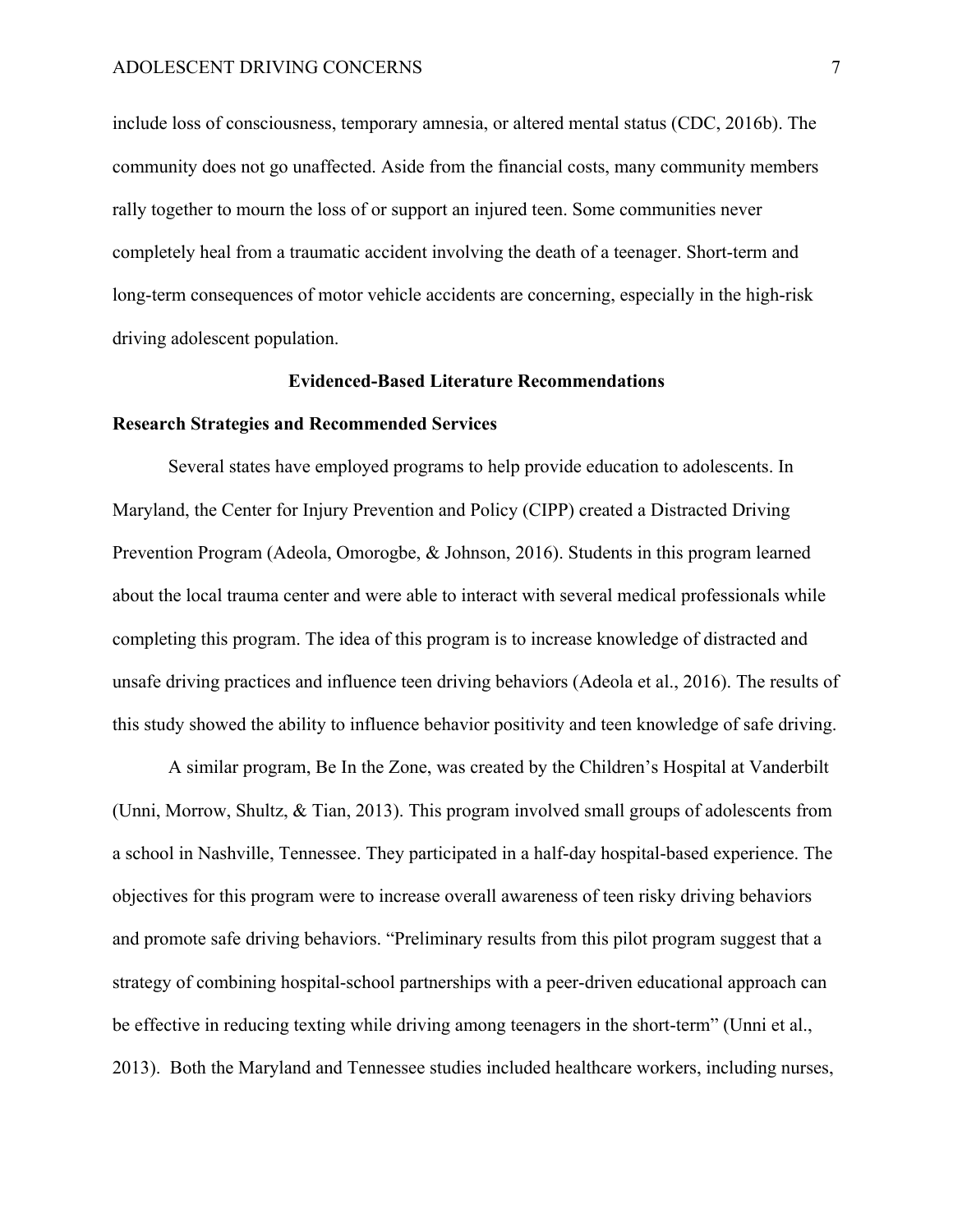include loss of consciousness, temporary amnesia, or altered mental status (CDC, 2016b). The community does not go unaffected. Aside from the financial costs, many community members rally together to mourn the loss of or support an injured teen. Some communities never completely heal from a traumatic accident involving the death of a teenager. Short-term and long-term consequences of motor vehicle accidents are concerning, especially in the high-risk driving adolescent population.

## Evidenced-Based Literature Recommendations

### Research Strategies and Recommended Services

Several states have employed programs to help provide education to adolescents. In Maryland, the Center for Injury Prevention and Policy (CIPP) created a Distracted Driving Prevention Program (Adeola, Omorogbe, & Johnson, 2016). Students in this program learned about the local trauma center and were able to interact with several medical professionals while completing this program. The idea of this program is to increase knowledge of distracted and unsafe driving practices and influence teen driving behaviors (Adeola et al., 2016). The results of this study showed the ability to influence behavior positivity and teen knowledge of safe driving.

A similar program, Be In the Zone, was created by the Children's Hospital at Vanderbilt (Unni, Morrow, Shultz, & Tian, 2013). This program involved small groups of adolescents from a school in Nashville, Tennessee. They participated in a half-day hospital-based experience. The objectives for this program were to increase overall awareness of teen risky driving behaviors and promote safe driving behaviors. "Preliminary results from this pilot program suggest that a strategy of combining hospital-school partnerships with a peer-driven educational approach can be effective in reducing texting while driving among teenagers in the short-term" (Unni et al., 2013). Both the Maryland and Tennessee studies included healthcare workers, including nurses,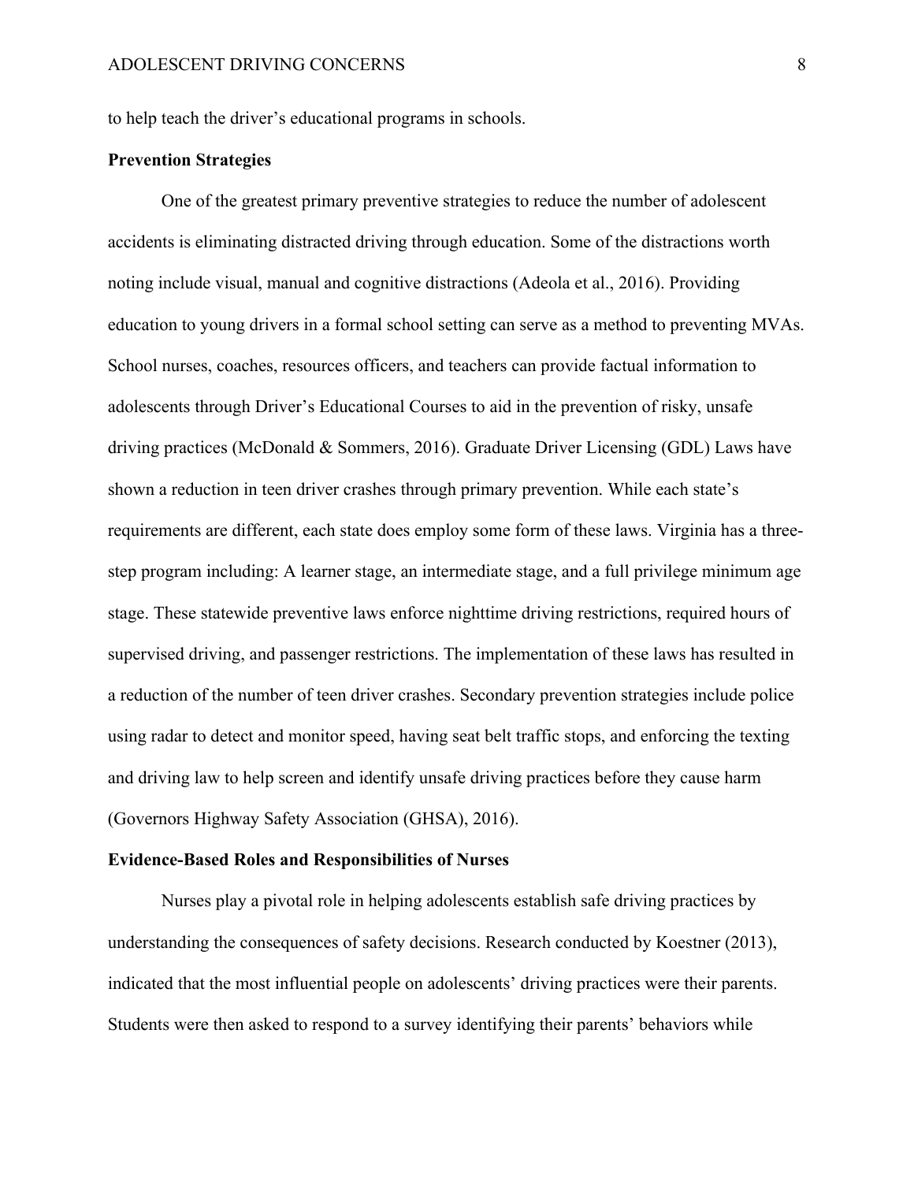to help teach the driver's educational programs in schools.

**Prevention Strategies**

One of the greatest primary preventive strategies to reduce the number of adolescent accidents is eliminating distracted driving through education. Some of the distractions worth noting include visual, manual and cognitive distractions (Adeola et al., 2016). Providing education to young drivers in a formal school setting can serve as a method to preventing MVAs. School nurses, coaches, resources officers, and teachers can provide factual information to adolescents through Driver's Educational Courses to aid in the prevention of risky, unsafe driving practices (McDonald & Sommers, 2016). Graduate Driver Licensing (GDL) Laws have shown a reduction in teen driver crashes through primary prevention. While each state's requirements are different, each state does employ some form of these laws. Virginia has a three-step program including: A learner stage, an intermediate stage, and a full privilege minimum age stage. These statewide preventive laws enforce nighttime driving restrictions, required hours of supervised driving, and passenger restrictions. The implementation of these laws has resulted in a reduction of the number of teen driver crashes. Secondary prevention strategies include police using radar to detect and monitor speed, having seat belt traffic stops, and enforcing the texting and driving law to help screen and identify unsafe driving practices before they cause harm (Governors Highway Safety Association (GHSA), 2016).

**Evidence-Based Roles and Responsibilities of Nurses**

Nurses play a pivotal role in helping adolescents establish safe driving practices by understanding the consequences of safety decisions. Research conducted by Koestner (2013), indicated that the most influential people on adolescents' driving practices were their parents. Students were then asked to respond to a survey identifying their parents' behaviors while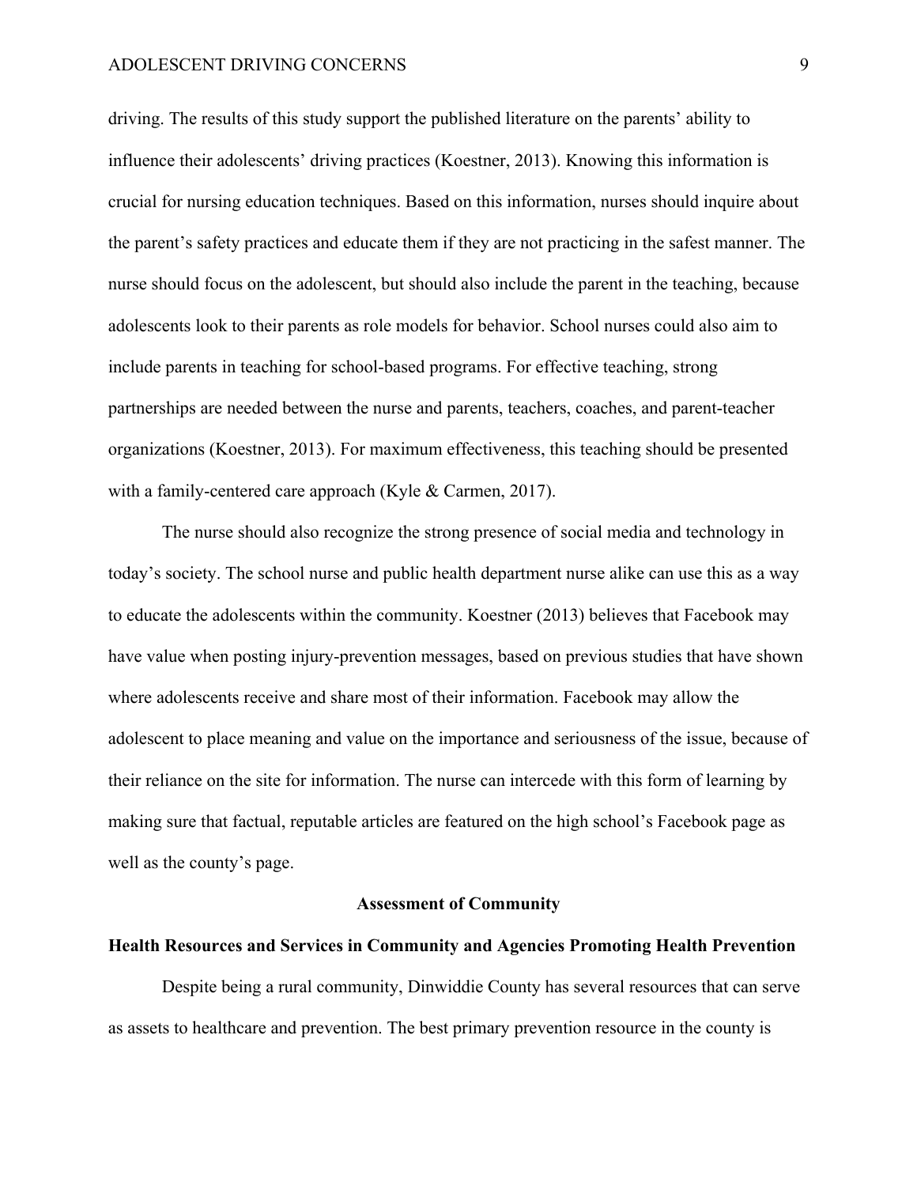driving. The results of this study support the published literature on the parents' ability to influence their adolescents' driving practices (Koestner, 2013). Knowing this information is crucial for nursing education techniques. Based on this information, nurses should inquire about the parent's safety practices and educate them if they are not practicing in the safest manner. The nurse should focus on the adolescent, but should also include the parent in the teaching, because adolescents look to their parents as role models for behavior. School nurses could also aim to include parents in teaching for school-based programs. For effective teaching, strong partnerships are needed between the nurse and parents, teachers, coaches, and parent-teacher organizations (Koestner, 2013). For maximum effectiveness, this teaching should be presented with a family-centered care approach (Kyle & Carmen, 2017).

The nurse should also recognize the strong presence of social media and technology in today's society. The school nurse and public health department nurse alike can use this as a way to educate the adolescents within the community. Koestner (2013) believes that Facebook may have value when posting injury-prevention messages, based on previous studies that have shown where adolescents receive and share most of their information. Facebook may allow the adolescent to place meaning and value on the importance and seriousness of the issue, because of their reliance on the site for information. The nurse can intercede with this form of learning by making sure that factual, reputable articles are featured on the high school's Facebook page as well as the county's page.

## Assessment of Community

### Health Resources and Services in Community and Agencies Promoting Health Prevention

Despite being a rural community, Dinwiddie County has several resources that can serve as assets to healthcare and prevention. The best primary prevention resource in the county is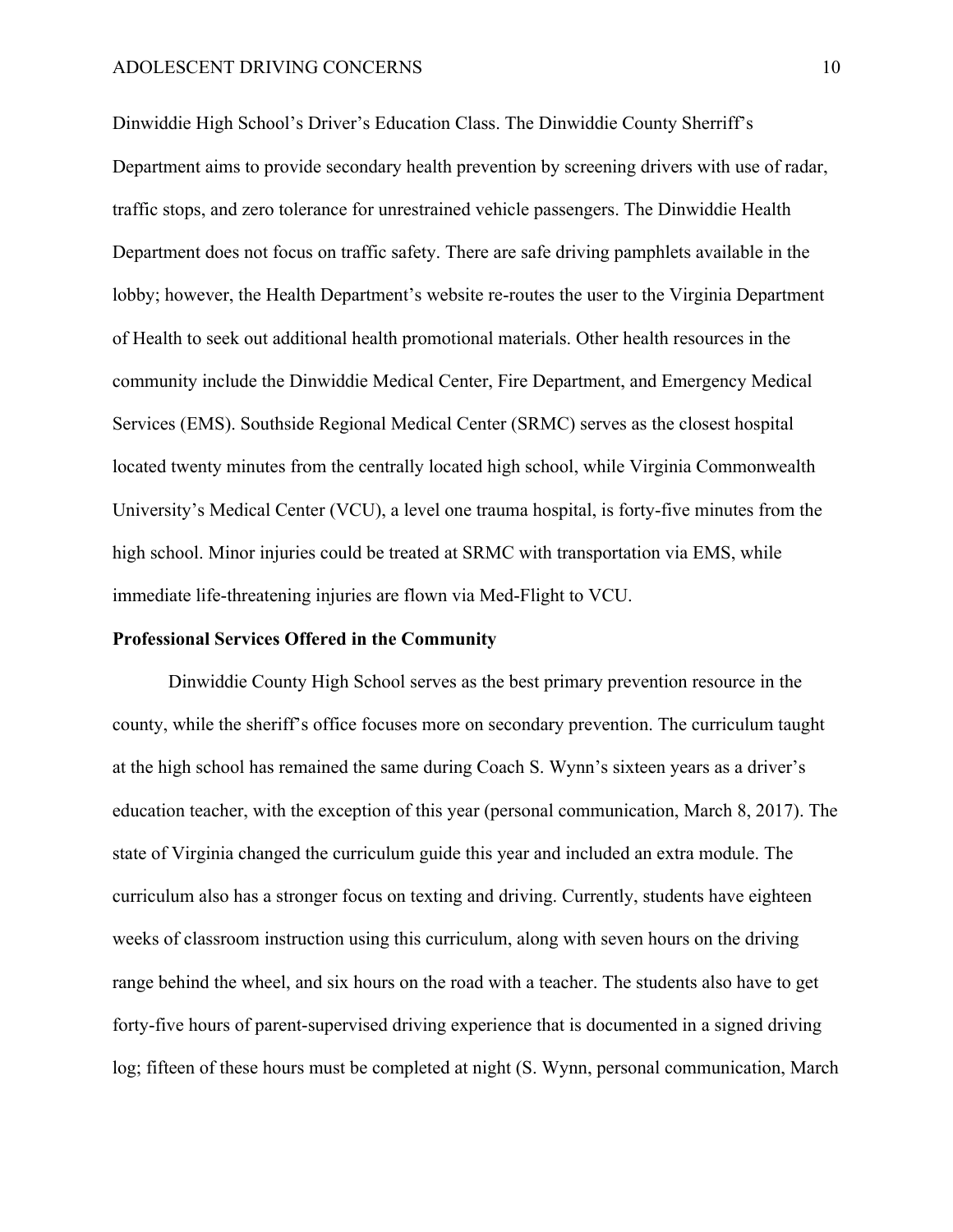Dinwiddie High School's Driver's Education Class. The Dinwiddie County Sherriff's Department aims to provide secondary health prevention by screening drivers with use of radar, traffic stops, and zero tolerance for unrestrained vehicle passengers. The Dinwiddie Health Department does not focus on traffic safety. There are safe driving pamphlets available in the lobby; however, the Health Department's website re-routes the user to the Virginia Department of Health to seek out additional health promotional materials. Other health resources in the community include the Dinwiddie Medical Center, Fire Department, and Emergency Medical Services (EMS). Southside Regional Medical Center (SRMC) serves as the closest hospital located twenty minutes from the centrally located high school, while Virginia Commonwealth University's Medical Center (VCU), a level one trauma hospital, is forty-five minutes from the high school. Minor injuries could be treated at SRMC with transportation via EMS, while immediate life-threatening injuries are flown via Med-Flight to VCU.

**Professional Services Offered in the Community**

Dinwiddie County High School serves as the best primary prevention resource in the county, while the sheriff's office focuses more on secondary prevention. The curriculum taught at the high school has remained the same during Coach S. Wynn's sixteen years as a driver's education teacher, with the exception of this year (personal communication, March 8, 2017). The state of Virginia changed the curriculum guide this year and included an extra module. The curriculum also has a stronger focus on texting and driving. Currently, students have eighteen weeks of classroom instruction using this curriculum, along with seven hours on the driving range behind the wheel, and six hours on the road with a teacher. The students also have to get forty-five hours of parent-supervised driving experience that is documented in a signed driving log; fifteen of these hours must be completed at night (S. Wynn, personal communication, March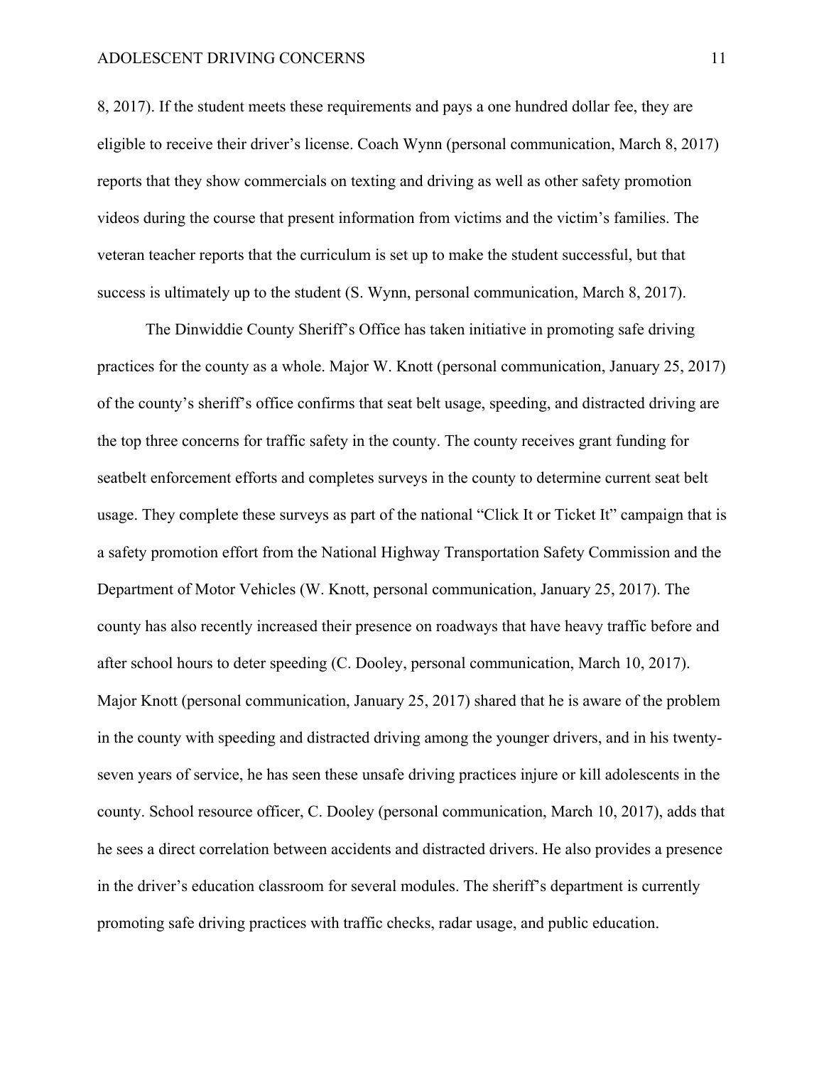8, 2017). If the student meets these requirements and pays a one hundred dollar fee, they are eligible to receive their driver's license. Coach Wynn (personal communication, March 8, 2017) reports that they show commercials on texting and driving as well as other safety promotion videos during the course that present information from victims and the victim's families. The veteran teacher reports that the curriculum is set up to make the student successful, but that success is ultimately up to the student (S. Wynn, personal communication, March 8, 2017).

The Dinwiddie County Sheriff's Office has taken initiative in promoting safe driving practices for the county as a whole. Major W. Knott (personal communication, January 25, 2017) of the county's sheriff's office confirms that seat belt usage, speeding, and distracted driving are the top three concerns for traffic safety in the county. The county receives grant funding for seatbelt enforcement efforts and completes surveys in the county to determine current seat belt usage. They complete these surveys as part of the national "Click It or Ticket It" campaign that is a safety promotion effort from the National Highway Transportation Safety Commission and the Department of Motor Vehicles (W. Knott, personal communication, January 25, 2017). The county has also recently increased their presence on roadways that have heavy traffic before and after school hours to deter speeding (C. Dooley, personal communication, March 10, 2017). Major Knott (personal communication, January 25, 2017) shared that he is aware of the problem in the county with speeding and distracted driving among the younger drivers, and in his twenty-seven years of service, he has seen these unsafe driving practices injure or kill adolescents in the county. School resource officer, C. Dooley (personal communication, March 10, 2017), adds that he sees a direct correlation between accidents and distracted drivers. He also provides a presence in the driver's education classroom for several modules. The sheriff's department is currently promoting safe driving practices with traffic checks, radar usage, and public education.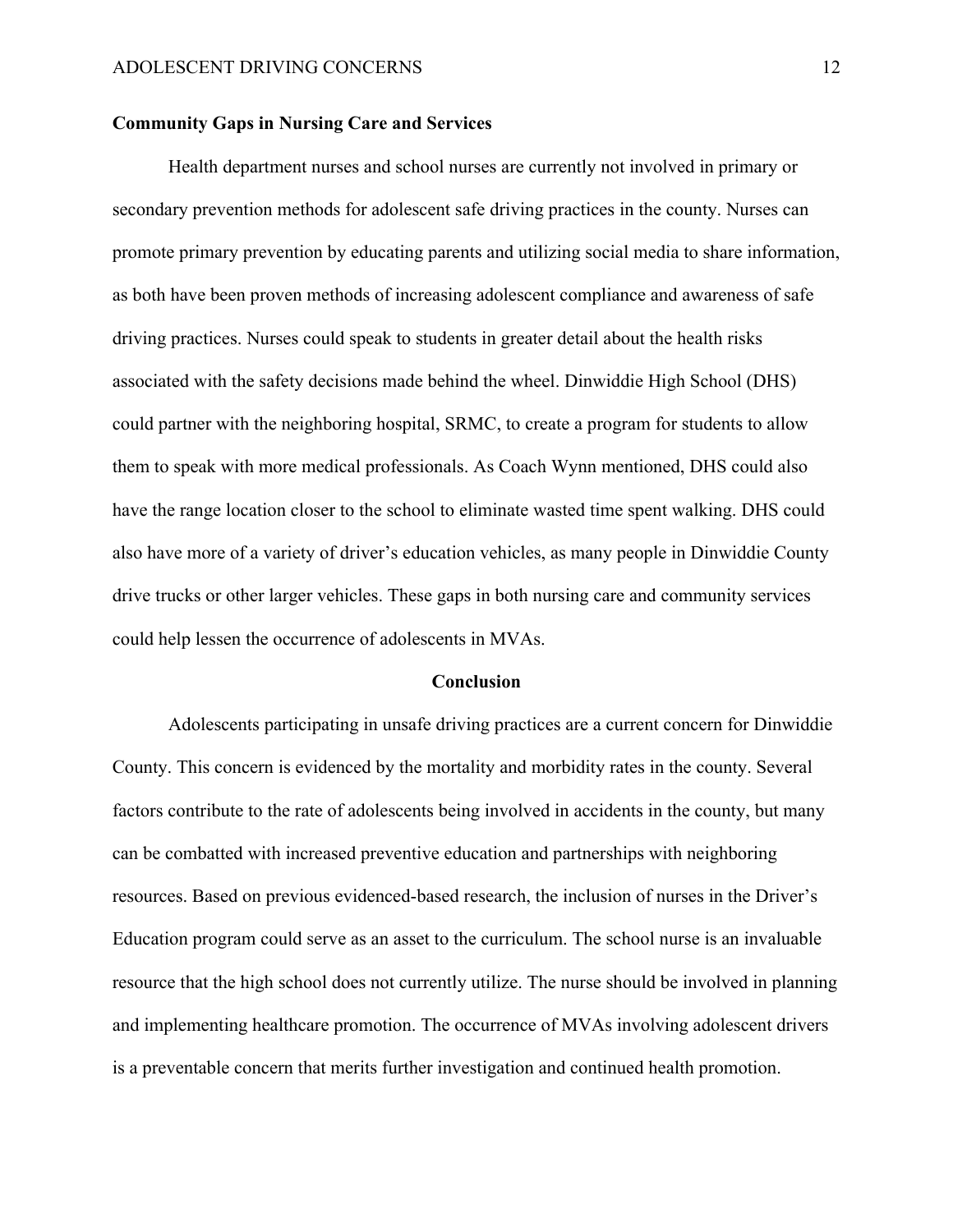**Community Gaps in Nursing Care and Services**

Health department nurses and school nurses are currently not involved in primary or secondary prevention methods for adolescent safe driving practices in the county. Nurses can promote primary prevention by educating parents and utilizing social media to share information, as both have been proven methods of increasing adolescent compliance and awareness of safe driving practices. Nurses could speak to students in greater detail about the health risks associated with the safety decisions made behind the wheel. Dinwiddie High School (DHS) could partner with the neighboring hospital, SRMC, to create a program for students to allow them to speak with more medical professionals. As Coach Wynn mentioned, DHS could also have the range location closer to the school to eliminate wasted time spent walking. DHS could also have more of a variety of driver's education vehicles, as many people in Dinwiddie County drive trucks or other larger vehicles. These gaps in both nursing care and community services could help lessen the occurrence of adolescents in MVAs.

## Conclusion

Adolescents participating in unsafe driving practices are a current concern for Dinwiddie County. This concern is evidenced by the mortality and morbidity rates in the county. Several factors contribute to the rate of adolescents being involved in accidents in the county, but many can be combatted with increased preventive education and partnerships with neighboring resources. Based on previous evidenced-based research, the inclusion of nurses in the Driver's Education program could serve as an asset to the curriculum. The school nurse is an invaluable resource that the high school does not currently utilize. The nurse should be involved in planning and implementing healthcare promotion. The occurrence of MVAs involving adolescent drivers is a preventable concern that merits further investigation and continued health promotion.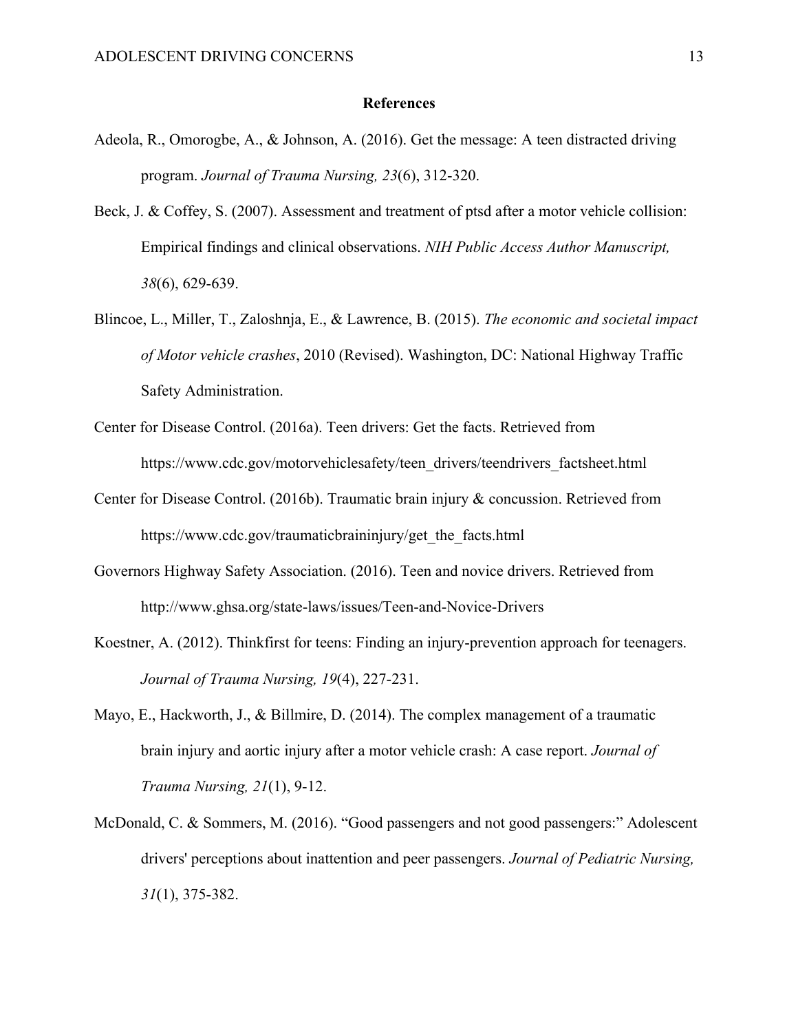## References

Adeola, R., Omorogbe, A., & Johnson, A. (2016). Get the message: A teen distracted driving program. *Journal of Trauma Nursing, 23*(6), 312-320.

Beck, J. & Coffey, S. (2007). Assessment and treatment of ptsd after a motor vehicle collision: Empirical findings and clinical observations. *NIH Public Access Author Manuscript, 38*(6), 629-639.

Blincoe, L., Miller, T., Zaloshnja, E., & Lawrence, B. (2015). *The economic and societal impact of Motor vehicle crashes*, 2010 (Revised). Washington, DC: National Highway Traffic Safety Administration.

Center for Disease Control. (2016a). Teen drivers: Get the facts. Retrieved from https://www.cdc.gov/motorvehiclesafety/teen_drivers/teendrivers_factsheet.html

Center for Disease Control. (2016b). Traumatic brain injury & concussion. Retrieved from https://www.cdc.gov/traumaticbraininjury/get_the_facts.html

Governors Highway Safety Association. (2016). Teen and novice drivers. Retrieved from http://www.ghsa.org/state-laws/issues/Teen-and-Novice-Drivers

Koestner, A. (2012). Thinkfirst for teens: Finding an injury-prevention approach for teenagers. *Journal of Trauma Nursing, 19*(4), 227-231.

Mayo, E., Hackworth, J., & Billmire, D. (2014). The complex management of a traumatic brain injury and aortic injury after a motor vehicle crash: A case report. *Journal of Trauma Nursing, 21*(1), 9-12.

McDonald, C. & Sommers, M. (2016). "Good passengers and not good passengers:" Adolescent drivers' perceptions about inattention and peer passengers. *Journal of Pediatric Nursing, 31*(1), 375-382.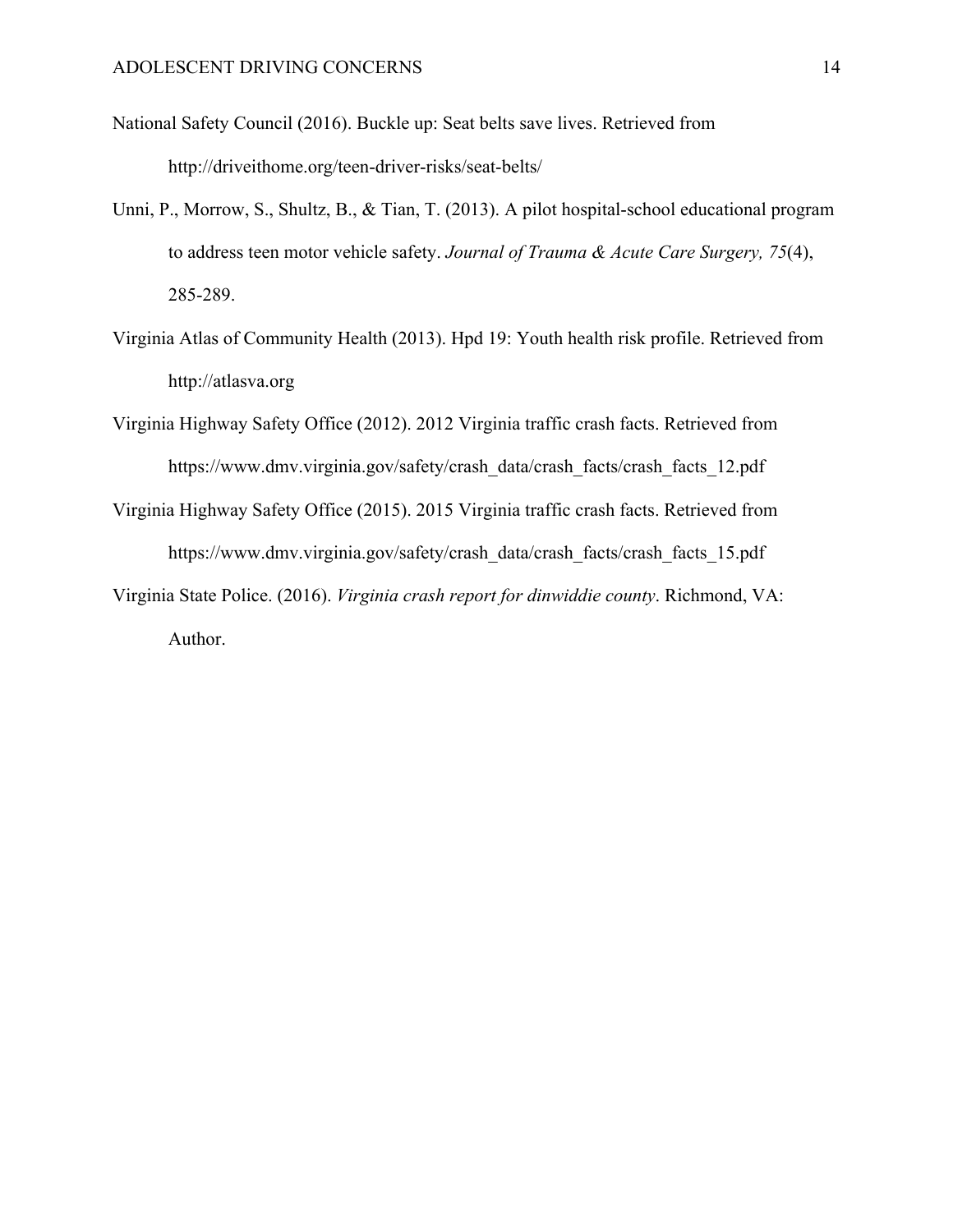National Safety Council (2016). Buckle up: Seat belts save lives. Retrieved from http://driveithome.org/teen-driver-risks/seat-belts/

Unni, P., Morrow, S., Shultz, B., & Tian, T. (2013). A pilot hospital-school educational program to address teen motor vehicle safety. *Journal of Trauma & Acute Care Surgery, 75*(4), 285-289.

Virginia Atlas of Community Health (2013). Hpd 19: Youth health risk profile. Retrieved from http://atlasva.org

Virginia Highway Safety Office (2012). 2012 Virginia traffic crash facts. Retrieved from https://www.dmv.virginia.gov/safety/crash_data/crash_facts/crash_facts_12.pdf

Virginia Highway Safety Office (2015). 2015 Virginia traffic crash facts. Retrieved from https://www.dmv.virginia.gov/safety/crash_data/crash_facts/crash_facts_15.pdf

Virginia State Police. (2016). *Virginia crash report for dinwiddie county*. Richmond, VA: Author.